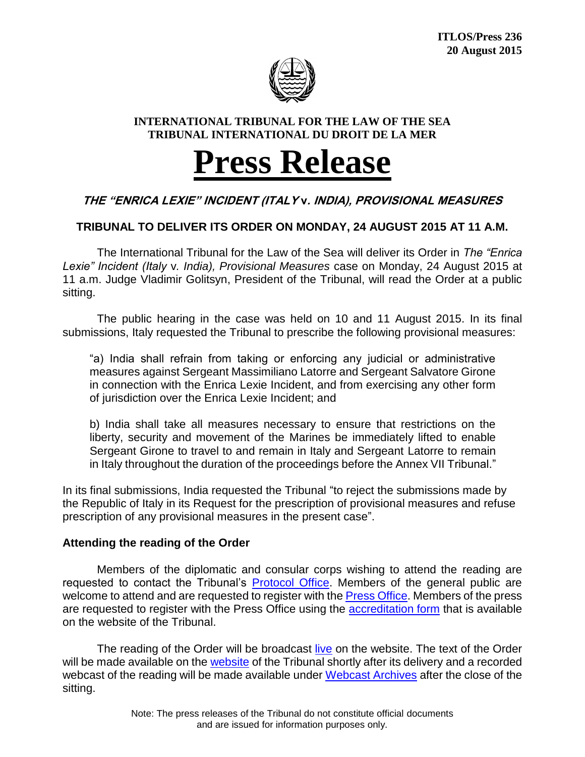**ITLOS/Press 236**
**20 August 2015**

**INTERNATIONAL TRIBUNAL FOR THE LAW OF THE SEA**
**TRIBUNAL INTERNATIONAL DU DROIT DE LA MER**

# Press Release

## *THE "ENRICA LEXIE" INCIDENT (ITALY v. INDIA), PROVISIONAL MEASURES*

### TRIBUNAL TO DELIVER ITS ORDER ON MONDAY, 24 AUGUST 2015 AT 11 A.M.

The International Tribunal for the Law of the Sea will deliver its Order in *The "Enrica Lexie" Incident (Italy* v. *India), Provisional Measures* case on Monday, 24 August 2015 at 11 a.m. Judge Vladimir Golitsyn, President of the Tribunal, will read the Order at a public sitting.

The public hearing in the case was held on 10 and 11 August 2015. In its final submissions, Italy requested the Tribunal to prescribe the following provisional measures:

> "a) India shall refrain from taking or enforcing any judicial or administrative measures against Sergeant Massimiliano Latorre and Sergeant Salvatore Girone in connection with the Enrica Lexie Incident, and from exercising any other form of jurisdiction over the Enrica Lexie Incident; and
>
> b) India shall take all measures necessary to ensure that restrictions on the liberty, security and movement of the Marines be immediately lifted to enable Sergeant Girone to travel to and remain in Italy and Sergeant Latorre to remain in Italy throughout the duration of the proceedings before the Annex VII Tribunal."

In its final submissions, India requested the Tribunal "to reject the submissions made by the Republic of Italy in its Request for the prescription of provisional measures and refuse prescription of any provisional measures in the present case".

**Attending the reading of the Order**

Members of the diplomatic and consular corps wishing to attend the reading are requested to contact the Tribunal's Protocol Office. Members of the general public are welcome to attend and are requested to register with the Press Office. Members of the press are requested to register with the Press Office using the accreditation form that is available on the website of the Tribunal.

The reading of the Order will be broadcast live on the website. The text of the Order will be made available on the website of the Tribunal shortly after its delivery and a recorded webcast of the reading will be made available under Webcast Archives after the close of the sitting.

Note: The press releases of the Tribunal do not constitute official documents and are issued for information purposes only.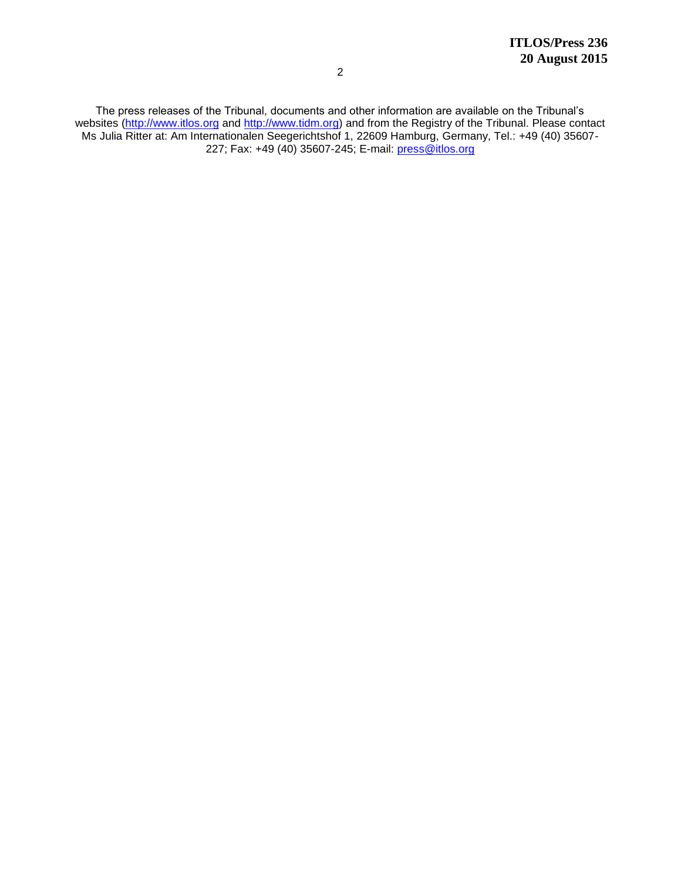The press releases of the Tribunal, documents and other information are available on the Tribunal's websites (http://www.itlos.org and http://www.tidm.org) and from the Registry of the Tribunal. Please contact Ms Julia Ritter at: Am Internationalen Seegerichtshof 1, 22609 Hamburg, Germany, Tel.: +49 (40) 35607-227; Fax: +49 (40) 35607-245; E-mail: press@itlos.org